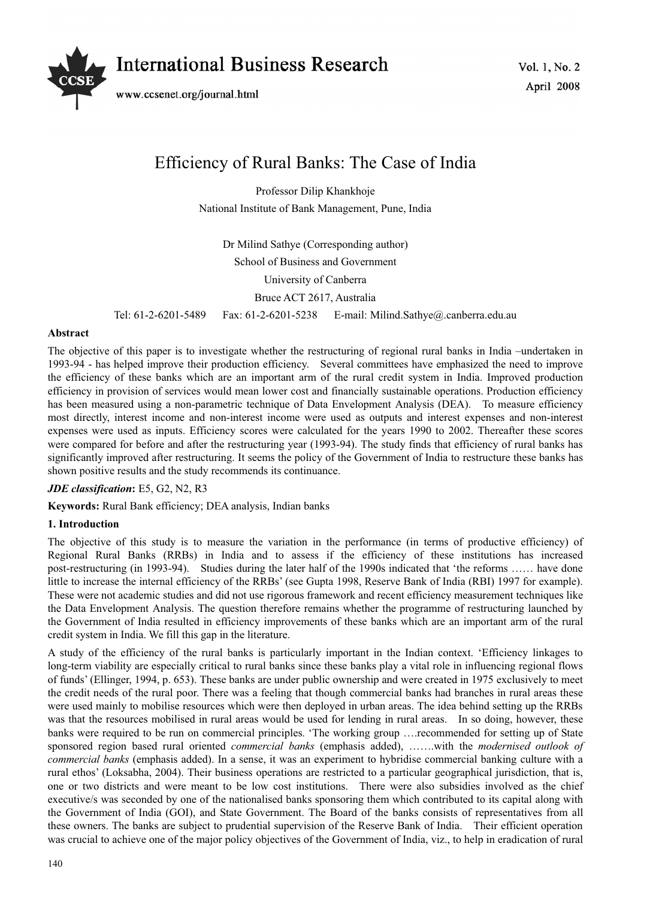# Efficiency of Rural Banks: The Case of India

Professor Dilip Khankhoje

National Institute of Bank Management, Pune, India

Dr Milind Sathye (Corresponding author)

School of Business and Government

University of Canberra

Bruce ACT 2617, Australia

Tel: 61-2-6201-5489 Fax: 61-2-6201-5238 E-mail: Milind.Sathye@.canberra.edu.au

**Abstract**

The objective of this paper is to investigate whether the restructuring of regional rural banks in India –undertaken in 1993-94 - has helped improve their production efficiency. Several committees have emphasized the need to improve the efficiency of these banks which are an important arm of the rural credit system in India. Improved production efficiency in provision of services would mean lower cost and financially sustainable operations. Production efficiency has been measured using a non-parametric technique of Data Envelopment Analysis (DEA). To measure efficiency most directly, interest income and non-interest income were used as outputs and interest expenses and non-interest expenses were used as inputs. Efficiency scores were calculated for the years 1990 to 2002. Thereafter these scores were compared for before and after the restructuring year (1993-94). The study finds that efficiency of rural banks has significantly improved after restructuring. It seems the policy of the Government of India to restructure these banks has shown positive results and the study recommends its continuance.

***JDE classification*:** E5, G2, N2, R3

**Keywords:** Rural Bank efficiency; DEA analysis, Indian banks

## 1. Introduction

The objective of this study is to measure the variation in the performance (in terms of productive efficiency) of Regional Rural Banks (RRBs) in India and to assess if the efficiency of these institutions has increased post-restructuring (in 1993-94). Studies during the later half of the 1990s indicated that 'the reforms …… have done little to increase the internal efficiency of the RRBs' (see Gupta 1998, Reserve Bank of India (RBI) 1997 for example). These were not academic studies and did not use rigorous framework and recent efficiency measurement techniques like the Data Envelopment Analysis. The question therefore remains whether the programme of restructuring launched by the Government of India resulted in efficiency improvements of these banks which are an important arm of the rural credit system in India. We fill this gap in the literature.

A study of the efficiency of the rural banks is particularly important in the Indian context. 'Efficiency linkages to long-term viability are especially critical to rural banks since these banks play a vital role in influencing regional flows of funds' (Ellinger, 1994, p. 653). These banks are under public ownership and were created in 1975 exclusively to meet the credit needs of the rural poor. There was a feeling that though commercial banks had branches in rural areas these were used mainly to mobilise resources which were then deployed in urban areas. The idea behind setting up the RRBs was that the resources mobilised in rural areas would be used for lending in rural areas. In so doing, however, these banks were required to be run on commercial principles. 'The working group ….recommended for setting up of State sponsored region based rural oriented *commercial banks* (emphasis added), …….with the *modernised outlook of commercial banks* (emphasis added). In a sense, it was an experiment to hybridise commercial banking culture with a rural ethos' (Loksabha, 2004). Their business operations are restricted to a particular geographical jurisdiction, that is, one or two districts and were meant to be low cost institutions. There were also subsidies involved as the chief executive/s was seconded by one of the nationalised banks sponsoring them which contributed to its capital along with the Government of India (GOI), and State Government. The Board of the banks consists of representatives from all these owners. The banks are subject to prudential supervision of the Reserve Bank of India. Their efficient operation was crucial to achieve one of the major policy objectives of the Government of India, viz., to help in eradication of rural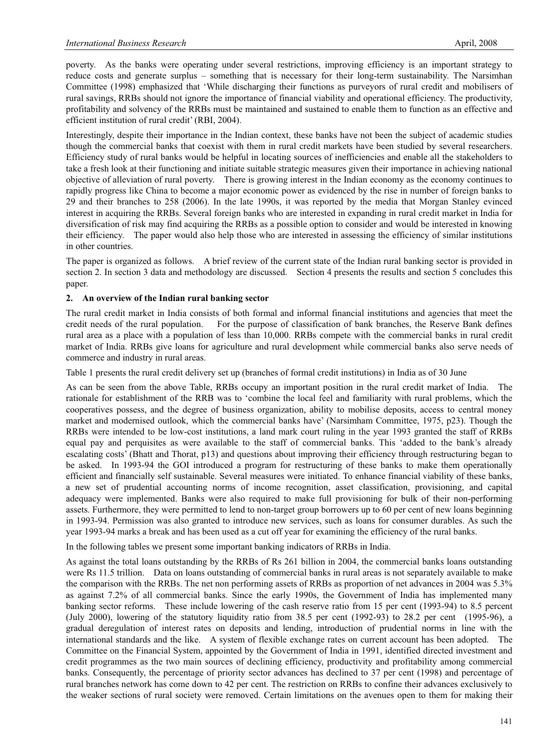poverty. As the banks were operating under several restrictions, improving efficiency is an important strategy to reduce costs and generate surplus – something that is necessary for their long-term sustainability. The Narsimhan Committee (1998) emphasized that 'While discharging their functions as purveyors of rural credit and mobilisers of rural savings, RRBs should not ignore the importance of financial viability and operational efficiency. The productivity, profitability and solvency of the RRBs must be maintained and sustained to enable them to function as an effective and efficient institution of rural credit' (RBI, 2004).

Interestingly, despite their importance in the Indian context, these banks have not been the subject of academic studies though the commercial banks that coexist with them in rural credit markets have been studied by several researchers. Efficiency study of rural banks would be helpful in locating sources of inefficiencies and enable all the stakeholders to take a fresh look at their functioning and initiate suitable strategic measures given their importance in achieving national objective of alleviation of rural poverty. There is growing interest in the Indian economy as the economy continues to rapidly progress like China to become a major economic power as evidenced by the rise in number of foreign banks to 29 and their branches to 258 (2006). In the late 1990s, it was reported by the media that Morgan Stanley evinced interest in acquiring the RRBs. Several foreign banks who are interested in expanding in rural credit market in India for diversification of risk may find acquiring the RRBs as a possible option to consider and would be interested in knowing their efficiency. The paper would also help those who are interested in assessing the efficiency of similar institutions in other countries.

The paper is organized as follows. A brief review of the current state of the Indian rural banking sector is provided in section 2. In section 3 data and methodology are discussed. Section 4 presents the results and section 5 concludes this paper.

## 2. An overview of the Indian rural banking sector

The rural credit market in India consists of both formal and informal financial institutions and agencies that meet the credit needs of the rural population. For the purpose of classification of bank branches, the Reserve Bank defines rural area as a place with a population of less than 10,000. RRBs compete with the commercial banks in rural credit market of India. RRBs give loans for agriculture and rural development while commercial banks also serve needs of commerce and industry in rural areas.

Table 1 presents the rural credit delivery set up (branches of formal credit institutions) in India as of 30 June

As can be seen from the above Table, RRBs occupy an important position in the rural credit market of India. The rationale for establishment of the RRB was to 'combine the local feel and familiarity with rural problems, which the cooperatives possess, and the degree of business organization, ability to mobilise deposits, access to central money market and modernised outlook, which the commercial banks have' (Narsimham Committee, 1975, p23). Though the RRBs were intended to be low-cost institutions, a land mark court ruling in the year 1993 granted the staff of RRBs equal pay and perquisites as were available to the staff of commercial banks. This 'added to the bank's already escalating costs' (Bhatt and Thorat, p13) and questions about improving their efficiency through restructuring began to be asked. In 1993-94 the GOI introduced a program for restructuring of these banks to make them operationally efficient and financially self sustainable. Several measures were initiated. To enhance financial viability of these banks, a new set of prudential accounting norms of income recognition, asset classification, provisioning, and capital adequacy were implemented. Banks were also required to make full provisioning for bulk of their non-performing assets. Furthermore, they were permitted to lend to non-target group borrowers up to 60 per cent of new loans beginning in 1993-94. Permission was also granted to introduce new services, such as loans for consumer durables. As such the year 1993-94 marks a break and has been used as a cut off year for examining the efficiency of the rural banks.

In the following tables we present some important banking indicators of RRBs in India.

As against the total loans outstanding by the RRBs of Rs 261 billion in 2004, the commercial banks loans outstanding were Rs 11.5 trillion. Data on loans outstanding of commercial banks in rural areas is not separately available to make the comparison with the RRBs. The net non performing assets of RRBs as proportion of net advances in 2004 was 5.3% as against 7.2% of all commercial banks. Since the early 1990s, the Government of India has implemented many banking sector reforms. These include lowering of the cash reserve ratio from 15 per cent (1993-94) to 8.5 percent (July 2000), lowering of the statutory liquidity ratio from 38.5 per cent (1992-93) to 28.2 per cent (1995-96), a gradual deregulation of interest rates on deposits and lending, introduction of prudential norms in line with the international standards and the like. A system of flexible exchange rates on current account has been adopted. The Committee on the Financial System, appointed by the Government of India in 1991, identified directed investment and credit programmes as the two main sources of declining efficiency, productivity and profitability among commercial banks. Consequently, the percentage of priority sector advances has declined to 37 per cent (1998) and percentage of rural branches network has come down to 42 per cent. The restriction on RRBs to confine their advances exclusively to the weaker sections of rural society were removed. Certain limitations on the avenues open to them for making their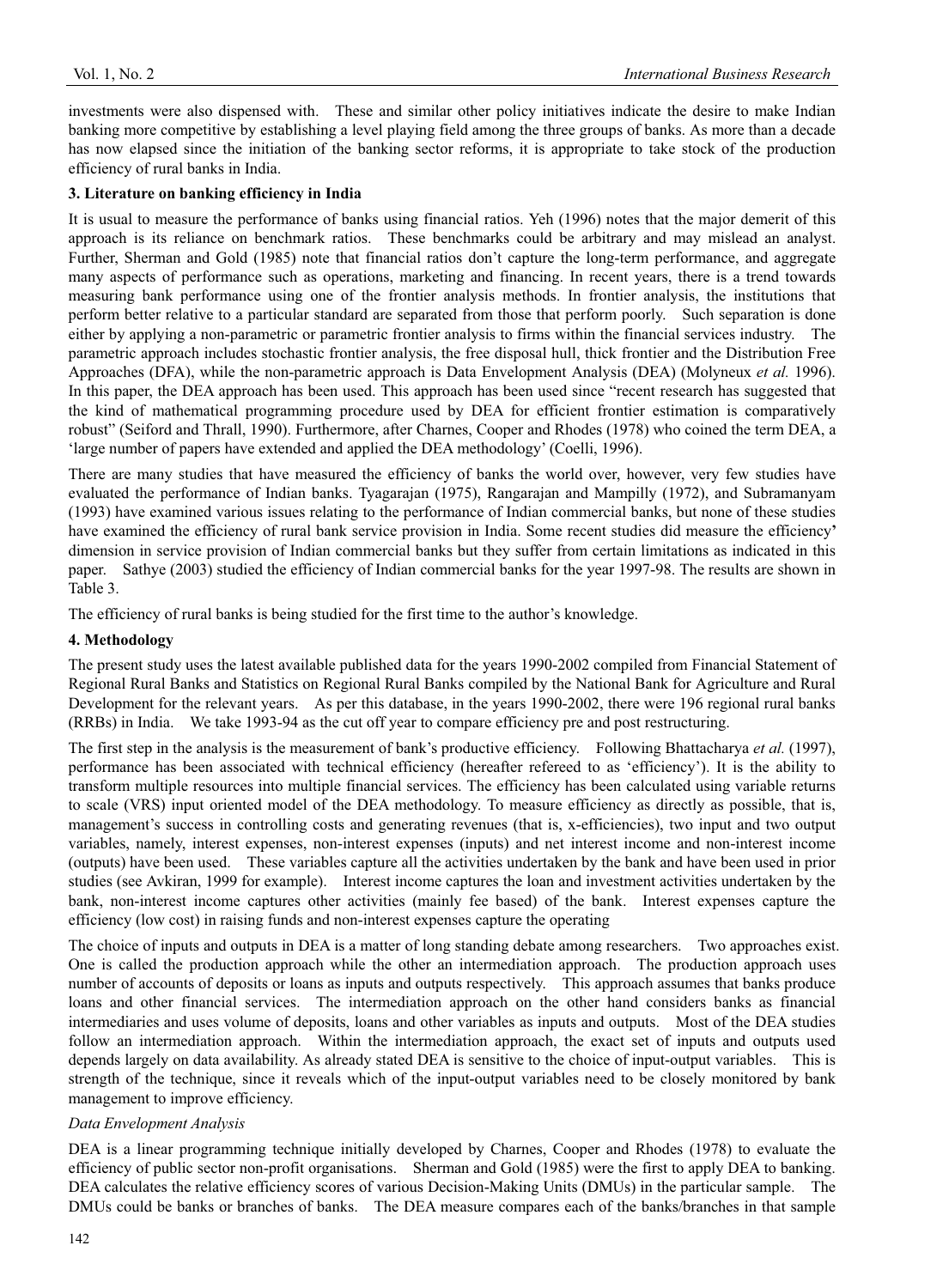investments were also dispensed with. These and similar other policy initiatives indicate the desire to make Indian banking more competitive by establishing a level playing field among the three groups of banks. As more than a decade has now elapsed since the initiation of the banking sector reforms, it is appropriate to take stock of the production efficiency of rural banks in India.

### 3. Literature on banking efficiency in India

It is usual to measure the performance of banks using financial ratios. Yeh (1996) notes that the major demerit of this approach is its reliance on benchmark ratios. These benchmarks could be arbitrary and may mislead an analyst. Further, Sherman and Gold (1985) note that financial ratios don't capture the long-term performance, and aggregate many aspects of performance such as operations, marketing and financing. In recent years, there is a trend towards measuring bank performance using one of the frontier analysis methods. In frontier analysis, the institutions that perform better relative to a particular standard are separated from those that perform poorly. Such separation is done either by applying a non-parametric or parametric frontier analysis to firms within the financial services industry. The parametric approach includes stochastic frontier analysis, the free disposal hull, thick frontier and the Distribution Free Approaches (DFA), while the non-parametric approach is Data Envelopment Analysis (DEA) (Molyneux *et al.* 1996). In this paper, the DEA approach has been used. This approach has been used since "recent research has suggested that the kind of mathematical programming procedure used by DEA for efficient frontier estimation is comparatively robust" (Seiford and Thrall, 1990). Furthermore, after Charnes, Cooper and Rhodes (1978) who coined the term DEA, a 'large number of papers have extended and applied the DEA methodology' (Coelli, 1996).

There are many studies that have measured the efficiency of banks the world over, however, very few studies have evaluated the performance of Indian banks. Tyagarajan (1975), Rangarajan and Mampilly (1972), and Subramanyam (1993) have examined various issues relating to the performance of Indian commercial banks, but none of these studies have examined the efficiency of rural bank service provision in India. Some recent studies did measure the efficiency' dimension in service provision of Indian commercial banks but they suffer from certain limitations as indicated in this paper. Sathye (2003) studied the efficiency of Indian commercial banks for the year 1997-98. The results are shown in Table 3.

The efficiency of rural banks is being studied for the first time to the author's knowledge.

### 4. Methodology

The present study uses the latest available published data for the years 1990-2002 compiled from Financial Statement of Regional Rural Banks and Statistics on Regional Rural Banks compiled by the National Bank for Agriculture and Rural Development for the relevant years. As per this database, in the years 1990-2002, there were 196 regional rural banks (RRBs) in India. We take 1993-94 as the cut off year to compare efficiency pre and post restructuring.

The first step in the analysis is the measurement of bank's productive efficiency. Following Bhattacharya *et al.* (1997), performance has been associated with technical efficiency (hereafter refereed to as 'efficiency'). It is the ability to transform multiple resources into multiple financial services. The efficiency has been calculated using variable returns to scale (VRS) input oriented model of the DEA methodology. To measure efficiency as directly as possible, that is, management's success in controlling costs and generating revenues (that is, x-efficiencies), two input and two output variables, namely, interest expenses, non-interest expenses (inputs) and net interest income and non-interest income (outputs) have been used. These variables capture all the activities undertaken by the bank and have been used in prior studies (see Avkiran, 1999 for example). Interest income captures the loan and investment activities undertaken by the bank, non-interest income captures other activities (mainly fee based) of the bank. Interest expenses capture the efficiency (low cost) in raising funds and non-interest expenses capture the operating

The choice of inputs and outputs in DEA is a matter of long standing debate among researchers. Two approaches exist. One is called the production approach while the other an intermediation approach. The production approach uses number of accounts of deposits or loans as inputs and outputs respectively. This approach assumes that banks produce loans and other financial services. The intermediation approach on the other hand considers banks as financial intermediaries and uses volume of deposits, loans and other variables as inputs and outputs. Most of the DEA studies follow an intermediation approach. Within the intermediation approach, the exact set of inputs and outputs used depends largely on data availability. As already stated DEA is sensitive to the choice of input-output variables. This is strength of the technique, since it reveals which of the input-output variables need to be closely monitored by bank management to improve efficiency.

*Data Envelopment Analysis*

DEA is a linear programming technique initially developed by Charnes, Cooper and Rhodes (1978) to evaluate the efficiency of public sector non-profit organisations. Sherman and Gold (1985) were the first to apply DEA to banking. DEA calculates the relative efficiency scores of various Decision-Making Units (DMUs) in the particular sample. The DMUs could be banks or branches of banks. The DEA measure compares each of the banks/branches in that sample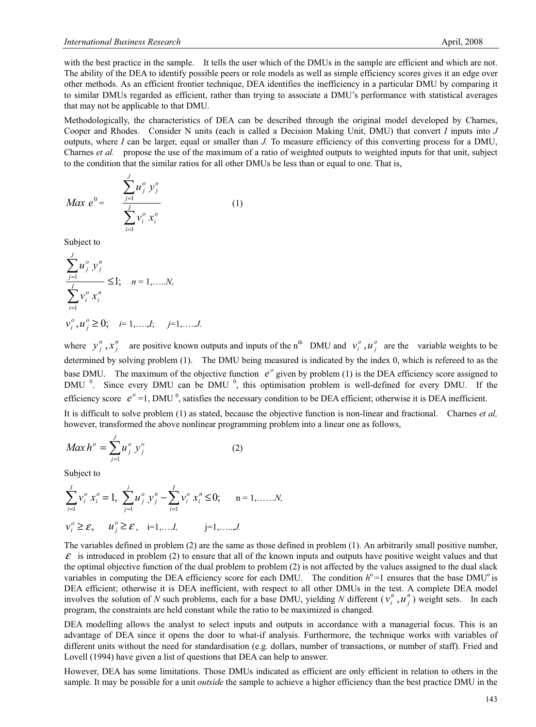with the best practice in the sample. It tells the user which of the DMUs in the sample are efficient and which are not. The ability of the DEA to identify possible peers or role models as well as simple efficiency scores gives it an edge over other methods. As an efficient frontier technique, DEA identifies the inefficiency in a particular DMU by comparing it to similar DMUs regarded as efficient, rather than trying to associate a DMU's performance with statistical averages that may not be applicable to that DMU.

Methodologically, the characteristics of DEA can be described through the original model developed by Charnes, Cooper and Rhodes. Consider N units (each is called a Decision Making Unit, DMU) that convert *I* inputs into *J* outputs, where *I* can be larger, equal or smaller than *J.* To measure efficiency of this converting process for a DMU, Charnes *et al.* propose the use of the maximum of a ratio of weighted outputs to weighted inputs for that unit, subject to the condition that the similar ratios for all other DMUs be less than or equal to one. That is,

$$Max\ e^0 = \frac{\sum_{j=1}^{J} u_j^o\, y_j^o}{\sum_{i=1}^{I} v_i^o\, x_i^o} \qquad (1)$$

Subject to

$$\frac{\sum_{j=1}^{J} u_j^o\, y_j^n}{\sum_{i=1}^{I} v_i^o\, x_i^n} \le 1; \quad n = 1,\ldots..N,$$

$$v_i^o, u_j^o \ge 0; \quad i = 1,\ldots.,I; \quad j=1,\ldots..J.$$

where $y_j^n, x_j^n$ are positive known outputs and inputs of the n[th] DMU and $v_i^o, u_j^o$ are the variable weights to be determined by solving problem (1). The DMU being measured is indicated by the index 0, which is refereed to as the base DMU. The maximum of the objective function $e^o$ given by problem (1) is the DEA efficiency score assigned to DMU $^0$. Since every DMU can be DMU $^0$, this optimisation problem is well-defined for every DMU. If the efficiency score $e^o$ =1, DMU $^0$, satisfies the necessary condition to be DEA efficient; otherwise it is DEA inefficient.

It is difficult to solve problem (1) as stated, because the objective function is non-linear and fractional. Charnes *et al,* however, transformed the above nonlinear programming problem into a linear one as follows,

$$Max\, h^o = \sum_{j=1}^{J} u_j^o\, y_j^o \qquad (2)$$

Subject to

$$\sum_{i=1}^{I} v_i^o\, x_i^o = 1,\ \sum_{j=1}^{j} u_j^o\, y_j^n - \sum_{i=1}^{I} v_i^o\, x_i^n \le 0; \qquad n = 1,\ldots\ldots N,$$

$$v_i^o \ge \varepsilon, \quad u_j^o \ge \varepsilon, \quad i=1,\ldots.I, \qquad j=1,\ldots..,J.$$

The variables defined in problem (2) are the same as those defined in problem (1). An arbitrarily small positive number, $\varepsilon$ is introduced in problem (2) to ensure that all of the known inputs and outputs have positive weight values and that the optimal objective function of the dual problem to problem (2) is not affected by the values assigned to the dual slack variables in computing the DEA efficiency score for each DMU. The condition $h^o$=1 ensures that the base DMU$^o$ is DEA efficient; otherwise it is DEA inefficient, with respect to all other DMUs in the test. A complete DEA model involves the solution of *N* such problems, each for a base DMU, yielding *N* different ($v_i^n, u_j^n$) weight sets. In each program, the constraints are held constant while the ratio to be maximized is changed.

DEA modelling allows the analyst to select inputs and outputs in accordance with a managerial focus. This is an advantage of DEA since it opens the door to what-if analysis. Furthermore, the technique works with variables of different units without the need for standardisation (e.g. dollars, number of transactions, or number of staff). Fried and Lovell (1994) have given a list of questions that DEA can help to answer.

However, DEA has some limitations. Those DMUs indicated as efficient are only efficient in relation to others in the sample. It may be possible for a unit *outside* the sample to achieve a higher efficiency than the best practice DMU in the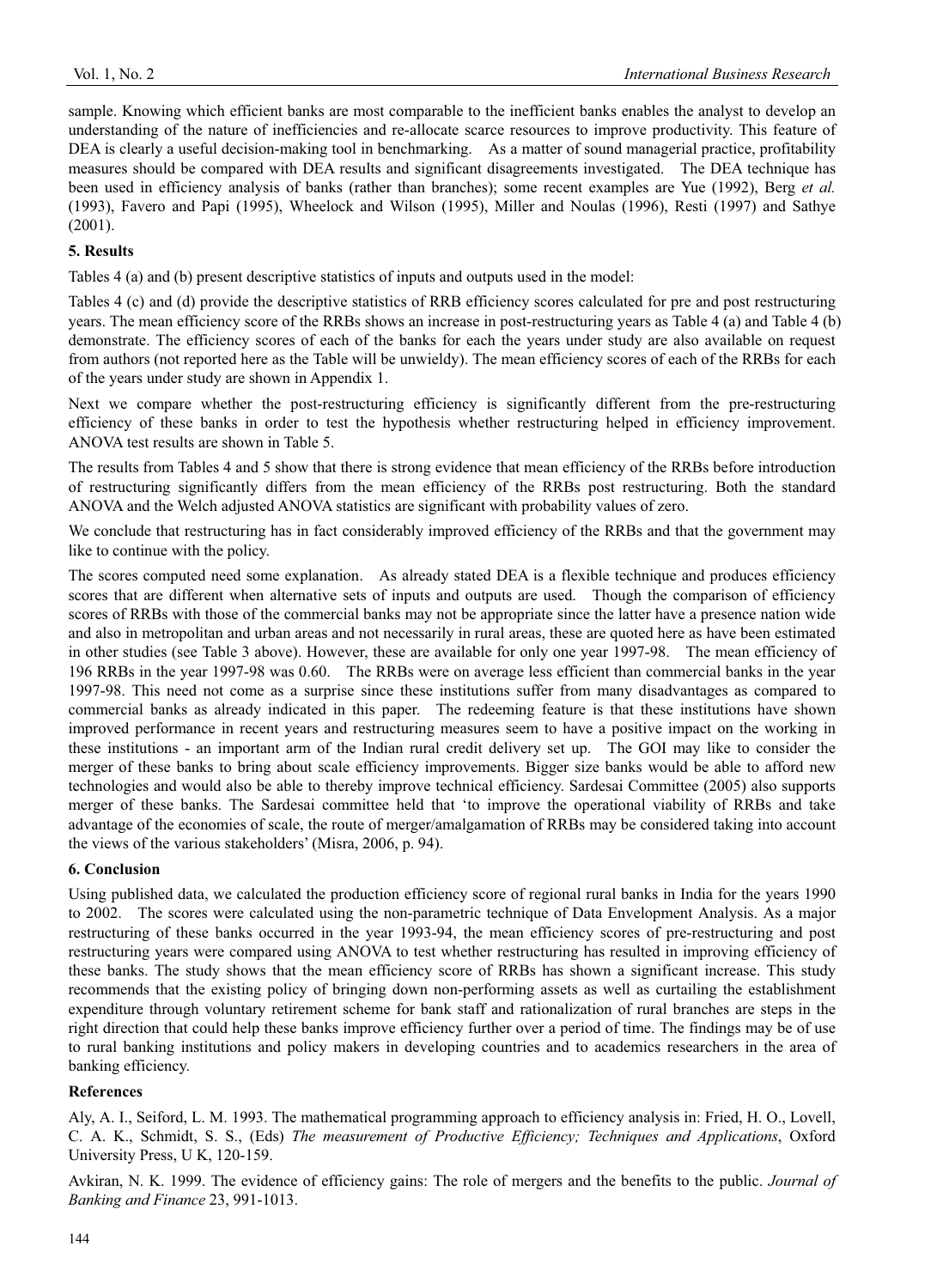sample. Knowing which efficient banks are most comparable to the inefficient banks enables the analyst to develop an understanding of the nature of inefficiencies and re-allocate scarce resources to improve productivity. This feature of DEA is clearly a useful decision-making tool in benchmarking. As a matter of sound managerial practice, profitability measures should be compared with DEA results and significant disagreements investigated. The DEA technique has been used in efficiency analysis of banks (rather than branches); some recent examples are Yue (1992), Berg *et al.* (1993), Favero and Papi (1995), Wheelock and Wilson (1995), Miller and Noulas (1996), Resti (1997) and Sathye (2001).

**5. Results**

Tables 4 (a) and (b) present descriptive statistics of inputs and outputs used in the model:

Tables 4 (c) and (d) provide the descriptive statistics of RRB efficiency scores calculated for pre and post restructuring years. The mean efficiency score of the RRBs shows an increase in post-restructuring years as Table 4 (a) and Table 4 (b) demonstrate. The efficiency scores of each of the banks for each the years under study are also available on request from authors (not reported here as the Table will be unwieldy). The mean efficiency scores of each of the RRBs for each of the years under study are shown in Appendix 1.

Next we compare whether the post-restructuring efficiency is significantly different from the pre-restructuring efficiency of these banks in order to test the hypothesis whether restructuring helped in efficiency improvement. ANOVA test results are shown in Table 5.

The results from Tables 4 and 5 show that there is strong evidence that mean efficiency of the RRBs before introduction of restructuring significantly differs from the mean efficiency of the RRBs post restructuring. Both the standard ANOVA and the Welch adjusted ANOVA statistics are significant with probability values of zero.

We conclude that restructuring has in fact considerably improved efficiency of the RRBs and that the government may like to continue with the policy.

The scores computed need some explanation. As already stated DEA is a flexible technique and produces efficiency scores that are different when alternative sets of inputs and outputs are used. Though the comparison of efficiency scores of RRBs with those of the commercial banks may not be appropriate since the latter have a presence nation wide and also in metropolitan and urban areas and not necessarily in rural areas, these are quoted here as have been estimated in other studies (see Table 3 above). However, these are available for only one year 1997-98. The mean efficiency of 196 RRBs in the year 1997-98 was 0.60. The RRBs were on average less efficient than commercial banks in the year 1997-98. This need not come as a surprise since these institutions suffer from many disadvantages as compared to commercial banks as already indicated in this paper. The redeeming feature is that these institutions have shown improved performance in recent years and restructuring measures seem to have a positive impact on the working in these institutions - an important arm of the Indian rural credit delivery set up. The GOI may like to consider the merger of these banks to bring about scale efficiency improvements. Bigger size banks would be able to afford new technologies and would also be able to thereby improve technical efficiency. Sardesai Committee (2005) also supports merger of these banks. The Sardesai committee held that 'to improve the operational viability of RRBs and take advantage of the economies of scale, the route of merger/amalgamation of RRBs may be considered taking into account the views of the various stakeholders' (Misra, 2006, p. 94).

**6. Conclusion**

Using published data, we calculated the production efficiency score of regional rural banks in India for the years 1990 to 2002. The scores were calculated using the non-parametric technique of Data Envelopment Analysis. As a major restructuring of these banks occurred in the year 1993-94, the mean efficiency scores of pre-restructuring and post restructuring years were compared using ANOVA to test whether restructuring has resulted in improving efficiency of these banks. The study shows that the mean efficiency score of RRBs has shown a significant increase. This study recommends that the existing policy of bringing down non-performing assets as well as curtailing the establishment expenditure through voluntary retirement scheme for bank staff and rationalization of rural branches are steps in the right direction that could help these banks improve efficiency further over a period of time. The findings may be of use to rural banking institutions and policy makers in developing countries and to academics researchers in the area of banking efficiency.

**References**

Aly, A. I., Seiford, L. M. 1993. The mathematical programming approach to efficiency analysis in: Fried, H. O., Lovell, C. A. K., Schmidt, S. S., (Eds) *The measurement of Productive Efficiency; Techniques and Applications*, Oxford University Press, U K, 120-159.

Avkiran, N. K. 1999. The evidence of efficiency gains: The role of mergers and the benefits to the public. *Journal of Banking and Finance* 23, 991-1013.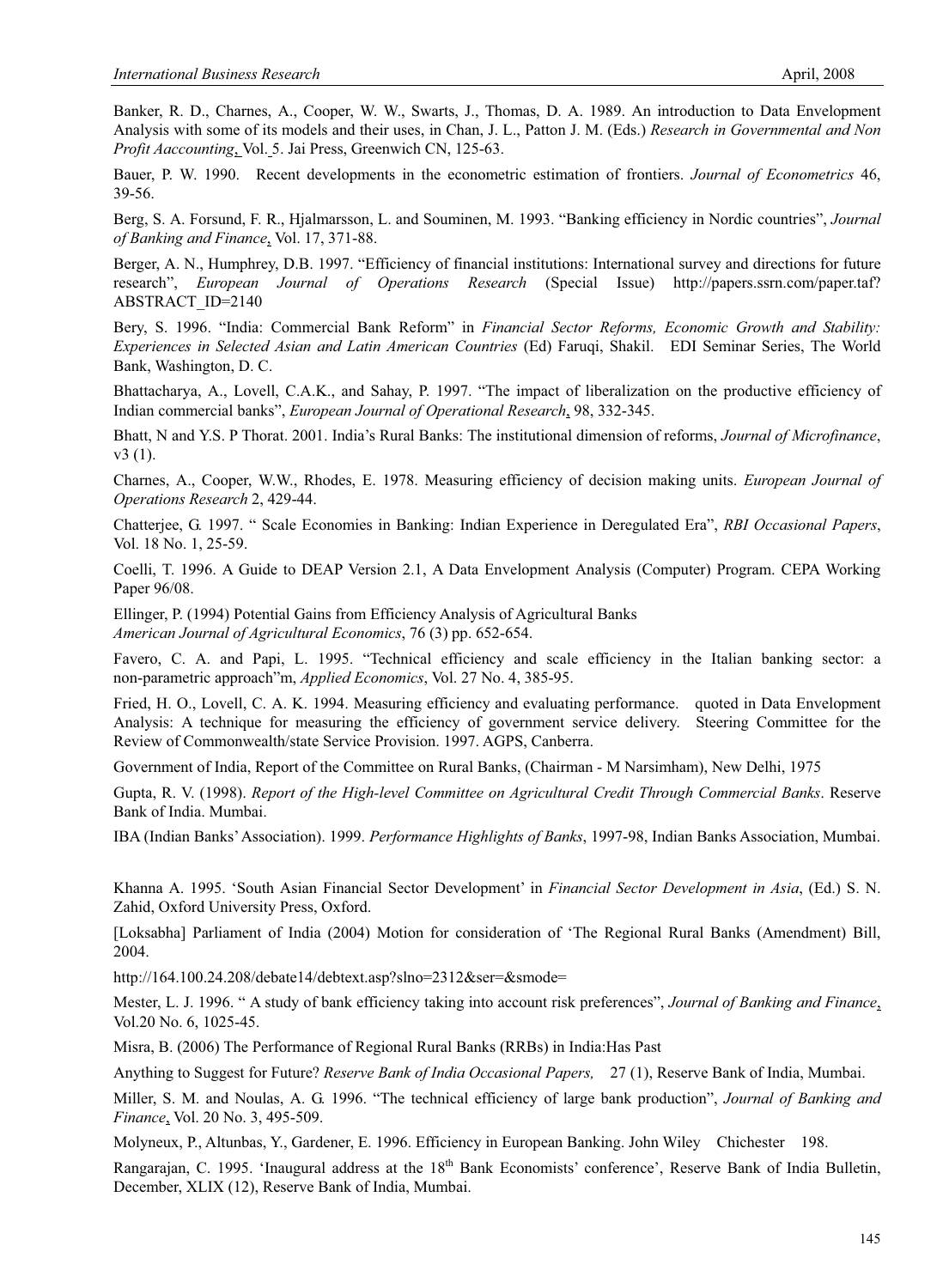Banker, R. D., Charnes, A., Cooper, W. W., Swarts, J., Thomas, D. A. 1989. An introduction to Data Envelopment Analysis with some of its models and their uses, in Chan, J. L., Patton J. M. (Eds.) *Research in Governmental and Non Profit Aaccounting*, Vol. 5. Jai Press, Greenwich CN, 125-63.

Bauer, P. W. 1990. Recent developments in the econometric estimation of frontiers. *Journal of Econometrics* 46, 39-56.

Berg, S. A. Forsund, F. R., Hjalmarsson, L. and Souminen, M. 1993. "Banking efficiency in Nordic countries", *Journal of Banking and Finance*, Vol. 17, 371-88.

Berger, A. N., Humphrey, D.B. 1997. "Efficiency of financial institutions: International survey and directions for future research", *European Journal of Operations Research* (Special Issue) http://papers.ssrn.com/paper.taf?ABSTRACT_ID=2140

Bery, S. 1996. "India: Commercial Bank Reform" in *Financial Sector Reforms, Economic Growth and Stability: Experiences in Selected Asian and Latin American Countries* (Ed) Faruqi, Shakil. EDI Seminar Series, The World Bank, Washington, D. C.

Bhattacharya, A., Lovell, C.A.K., and Sahay, P. 1997. "The impact of liberalization on the productive efficiency of Indian commercial banks", *European Journal of Operational Research*, 98, 332-345.

Bhatt, N and Y.S. P Thorat. 2001. India's Rural Banks: The institutional dimension of reforms, *Journal of Microfinance*, v3 (1).

Charnes, A., Cooper, W.W., Rhodes, E. 1978. Measuring efficiency of decision making units. *European Journal of Operations Research* 2, 429-44.

Chatterjee, G. 1997. " Scale Economies in Banking: Indian Experience in Deregulated Era", *RBI Occasional Papers*, Vol. 18 No. 1, 25-59.

Coelli, T. 1996. A Guide to DEAP Version 2.1, A Data Envelopment Analysis (Computer) Program. CEPA Working Paper 96/08.

Ellinger, P. (1994) Potential Gains from Efficiency Analysis of Agricultural Banks *American Journal of Agricultural Economics*, 76 (3) pp. 652-654.

Favero, C. A. and Papi, L. 1995. "Technical efficiency and scale efficiency in the Italian banking sector: a non-parametric approach"m, *Applied Economics*, Vol. 27 No. 4, 385-95.

Fried, H. O., Lovell, C. A. K. 1994. Measuring efficiency and evaluating performance. quoted in Data Envelopment Analysis: A technique for measuring the efficiency of government service delivery. Steering Committee for the Review of Commonwealth/state Service Provision. 1997. AGPS, Canberra.

Government of India, Report of the Committee on Rural Banks, (Chairman - M Narsimham), New Delhi, 1975

Gupta, R. V. (1998). *Report of the High-level Committee on Agricultural Credit Through Commercial Banks*. Reserve Bank of India. Mumbai.

IBA (Indian Banks' Association). 1999. *Performance Highlights of Banks*, 1997-98, Indian Banks Association, Mumbai.

Khanna A. 1995. 'South Asian Financial Sector Development' in *Financial Sector Development in Asia*, (Ed.) S. N. Zahid, Oxford University Press, Oxford.

[Loksabha] Parliament of India (2004) Motion for consideration of 'The Regional Rural Banks (Amendment) Bill, 2004.

http://164.100.24.208/debate14/debtext.asp?slno=2312&ser=&smode=

Mester, L. J. 1996. " A study of bank efficiency taking into account risk preferences", *Journal of Banking and Finance*, Vol.20 No. 6, 1025-45.

Misra, B. (2006) The Performance of Regional Rural Banks (RRBs) in India:Has Past

Anything to Suggest for Future? *Reserve Bank of India Occasional Papers,* 27 (1), Reserve Bank of India, Mumbai.

Miller, S. M. and Noulas, A. G. 1996. "The technical efficiency of large bank production", *Journal of Banking and Finance*, Vol. 20 No. 3, 495-509.

Molyneux, P., Altunbas, Y., Gardener, E. 1996. Efficiency in European Banking. John Wiley Chichester 198.

Rangarajan, C. 1995. 'Inaugural address at the 18th Bank Economists' conference', Reserve Bank of India Bulletin, December, XLIX (12), Reserve Bank of India, Mumbai.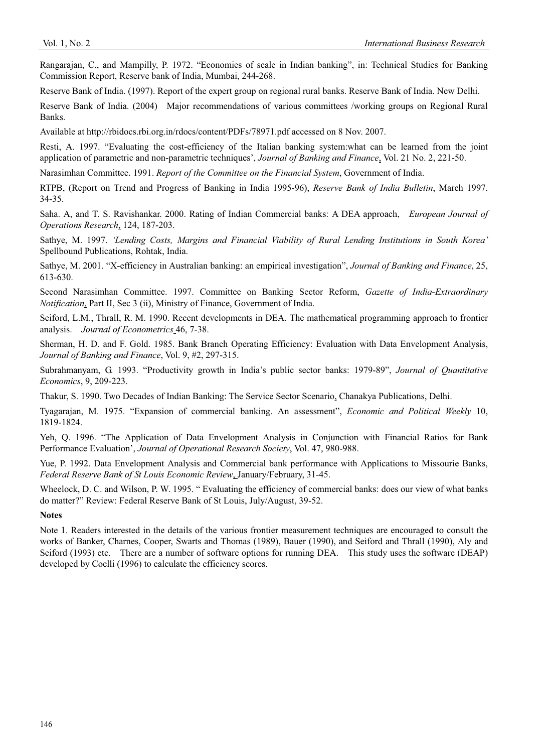Rangarajan, C., and Mampilly, P. 1972. "Economies of scale in Indian banking", in: Technical Studies for Banking Commission Report, Reserve bank of India, Mumbai, 244-268.

Reserve Bank of India. (1997). Report of the expert group on regional rural banks. Reserve Bank of India. New Delhi.

Reserve Bank of India. (2004) Major recommendations of various committees /working groups on Regional Rural Banks.

Available at http://rbidocs.rbi.org.in/rdocs/content/PDFs/78971.pdf accessed on 8 Nov. 2007.

Resti, A. 1997. "Evaluating the cost-efficiency of the Italian banking system:what can be learned from the joint application of parametric and non-parametric techniques', *Journal of Banking and Finance*, Vol. 21 No. 2, 221-50.

Narasimhan Committee. 1991. *Report of the Committee on the Financial System*, Government of India.

RTPB, (Report on Trend and Progress of Banking in India 1995-96), *Reserve Bank of India Bulletin*, March 1997. 34-35.

Saha. A, and T. S. Ravishankar. 2000. Rating of Indian Commercial banks: A DEA approach, *European Journal of Operations Research*, 124, 187-203.

Sathye, M. 1997. *'Lending Costs, Margins and Financial Viability of Rural Lending Institutions in South Korea'* Spellbound Publications, Rohtak, India.

Sathye, M. 2001. "X-efficiency in Australian banking: an empirical investigation", *Journal of Banking and Finance*, 25, 613-630.

Second Narasimhan Committee. 1997. Committee on Banking Sector Reform, *Gazette of India-Extraordinary Notification*, Part II, Sec 3 (ii), Ministry of Finance, Government of India.

Seiford, L.M., Thrall, R. M. 1990. Recent developments in DEA. The mathematical programming approach to frontier analysis. *Journal of Econometrics* 46, 7-38.

Sherman, H. D. and F. Gold. 1985. Bank Branch Operating Efficiency: Evaluation with Data Envelopment Analysis, *Journal of Banking and Finance*, Vol. 9, #2, 297-315.

Subrahmanyam, G. 1993. "Productivity growth in India's public sector banks: 1979-89", *Journal of Quantitative Economics*, 9, 209-223.

Thakur, S. 1990. Two Decades of Indian Banking: The Service Sector Scenario, Chanakya Publications, Delhi.

Tyagarajan, M. 1975. "Expansion of commercial banking. An assessment", *Economic and Political Weekly* 10, 1819-1824.

Yeh, Q. 1996. "The Application of Data Envelopment Analysis in Conjunction with Financial Ratios for Bank Performance Evaluation', *Journal of Operational Research Society*, Vol. 47, 980-988.

Yue, P. 1992. Data Envelopment Analysis and Commercial bank performance with Applications to Missourie Banks, *Federal Reserve Bank of St Louis Economic Review*, January/February, 31-45.

Wheelock, D. C. and Wilson, P. W. 1995. " Evaluating the efficiency of commercial banks: does our view of what banks do matter?" Review: Federal Reserve Bank of St Louis, July/August, 39-52.

**Notes**

Note 1. Readers interested in the details of the various frontier measurement techniques are encouraged to consult the works of Banker, Charnes, Cooper, Swarts and Thomas (1989), Bauer (1990), and Seiford and Thrall (1990), Aly and Seiford (1993) etc. There are a number of software options for running DEA. This study uses the software (DEAP) developed by Coelli (1996) to calculate the efficiency scores.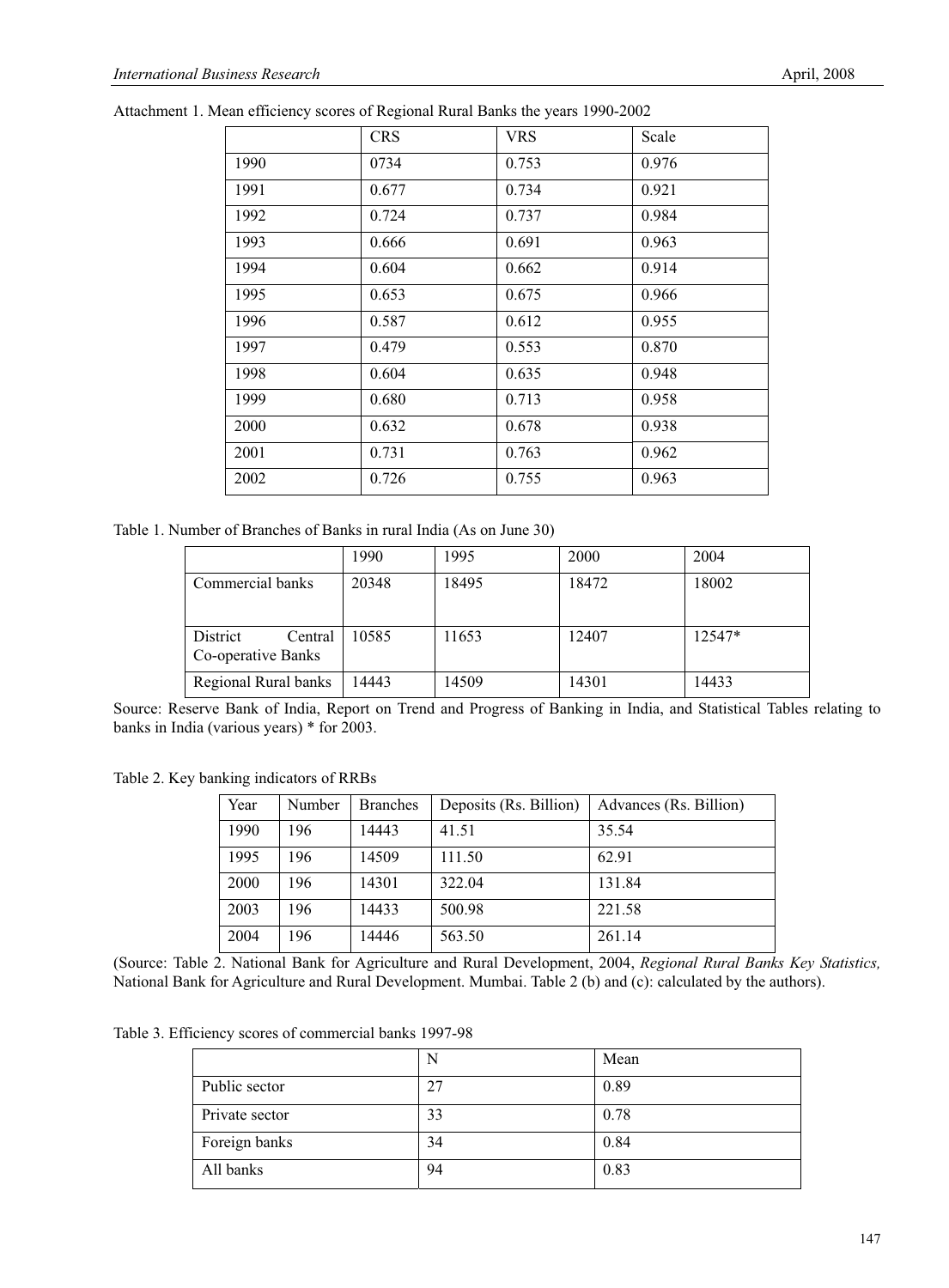Attachment 1. Mean efficiency scores of Regional Rural Banks the years 1990-2002

| | CRS | VRS | Scale |
|---|---|---|---|
| 1990 | 0734 | 0.753 | 0.976 |
| 1991 | 0.677 | 0.734 | 0.921 |
| 1992 | 0.724 | 0.737 | 0.984 |
| 1993 | 0.666 | 0.691 | 0.963 |
| 1994 | 0.604 | 0.662 | 0.914 |
| 1995 | 0.653 | 0.675 | 0.966 |
| 1996 | 0.587 | 0.612 | 0.955 |
| 1997 | 0.479 | 0.553 | 0.870 |
| 1998 | 0.604 | 0.635 | 0.948 |
| 1999 | 0.680 | 0.713 | 0.958 |
| 2000 | 0.632 | 0.678 | 0.938 |
| 2001 | 0.731 | 0.763 | 0.962 |
| 2002 | 0.726 | 0.755 | 0.963 |

Table 1. Number of Branches of Banks in rural India (As on June 30)

| | 1990 | 1995 | 2000 | 2004 |
|---|---|---|---|---|
| Commercial banks | 20348 | 18495 | 18472 | 18002 |
| District Central Co-operative Banks | 10585 | 11653 | 12407 | 12547* |
| Regional Rural banks | 14443 | 14509 | 14301 | 14433 |

Source: Reserve Bank of India, Report on Trend and Progress of Banking in India, and Statistical Tables relating to banks in India (various years) * for 2003.

Table 2. Key banking indicators of RRBs

| Year | Number | Branches | Deposits (Rs. Billion) | Advances (Rs. Billion) |
|---|---|---|---|---|
| 1990 | 196 | 14443 | 41.51 | 35.54 |
| 1995 | 196 | 14509 | 111.50 | 62.91 |
| 2000 | 196 | 14301 | 322.04 | 131.84 |
| 2003 | 196 | 14433 | 500.98 | 221.58 |
| 2004 | 196 | 14446 | 563.50 | 261.14 |

(Source: Table 2. National Bank for Agriculture and Rural Development, 2004, *Regional Rural Banks Key Statistics,* National Bank for Agriculture and Rural Development. Mumbai. Table 2 (b) and (c): calculated by the authors).

Table 3. Efficiency scores of commercial banks 1997-98

| | N | Mean |
|---|---|---|
| Public sector | 27 | 0.89 |
| Private sector | 33 | 0.78 |
| Foreign banks | 34 | 0.84 |
| All banks | 94 | 0.83 |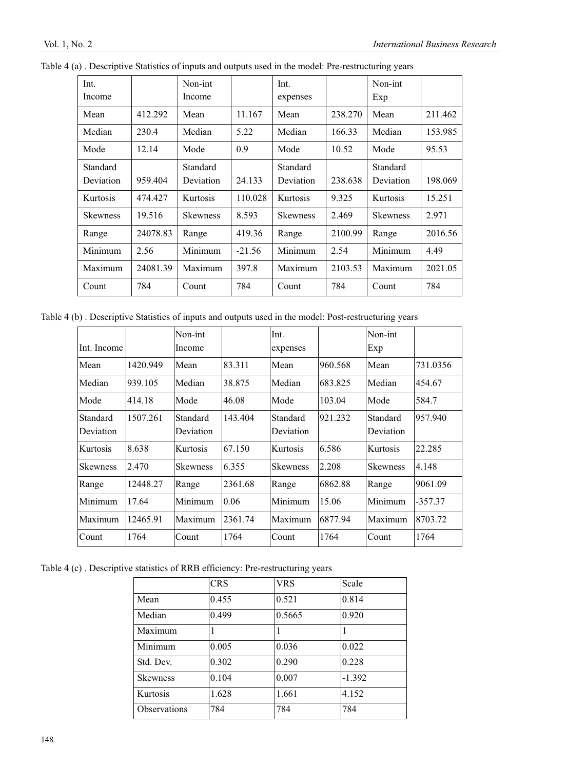Table 4 (a) . Descriptive Statistics of inputs and outputs used in the model: Pre-restructuring years

| Int. Income | | Non-int Income | | Int. expenses | | Non-int Exp | |
|---|---|---|---|---|---|---|---|
| Mean | 412.292 | Mean | 11.167 | Mean | 238.270 | Mean | 211.462 |
| Median | 230.4 | Median | 5.22 | Median | 166.33 | Median | 153.985 |
| Mode | 12.14 | Mode | 0.9 | Mode | 10.52 | Mode | 95.53 |
| Standard Deviation | 959.404 | Standard Deviation | 24.133 | Standard Deviation | 238.638 | Standard Deviation | 198.069 |
| Kurtosis | 474.427 | Kurtosis | 110.028 | Kurtosis | 9.325 | Kurtosis | 15.251 |
| Skewness | 19.516 | Skewness | 8.593 | Skewness | 2.469 | Skewness | 2.971 |
| Range | 24078.83 | Range | 419.36 | Range | 2100.99 | Range | 2016.56 |
| Minimum | 2.56 | Minimum | -21.56 | Minimum | 2.54 | Minimum | 4.49 |
| Maximum | 24081.39 | Maximum | 397.8 | Maximum | 2103.53 | Maximum | 2021.05 |
| Count | 784 | Count | 784 | Count | 784 | Count | 784 |

Table 4 (b) . Descriptive Statistics of inputs and outputs used in the model: Post-restructuring years

| Int. Income | | Non-int Income | | Int. expenses | | Non-int Exp | |
|---|---|---|---|---|---|---|---|
| Mean | 1420.949 | Mean | 83.311 | Mean | 960.568 | Mean | 731.0356 |
| Median | 939.105 | Median | 38.875 | Median | 683.825 | Median | 454.67 |
| Mode | 414.18 | Mode | 46.08 | Mode | 103.04 | Mode | 584.7 |
| Standard Deviation | 1507.261 | Standard Deviation | 143.404 | Standard Deviation | 921.232 | Standard Deviation | 957.940 |
| Kurtosis | 8.638 | Kurtosis | 67.150 | Kurtosis | 6.586 | Kurtosis | 22.285 |
| Skewness | 2.470 | Skewness | 6.355 | Skewness | 2.208 | Skewness | 4.148 |
| Range | 12448.27 | Range | 2361.68 | Range | 6862.88 | Range | 9061.09 |
| Minimum | 17.64 | Minimum | 0.06 | Minimum | 15.06 | Minimum | -357.37 |
| Maximum | 12465.91 | Maximum | 2361.74 | Maximum | 6877.94 | Maximum | 8703.72 |
| Count | 1764 | Count | 1764 | Count | 1764 | Count | 1764 |

Table 4 (c) . Descriptive statistics of RRB efficiency: Pre-restructuring years

| | CRS | VRS | Scale |
|---|---|---|---|
| Mean | 0.455 | 0.521 | 0.814 |
| Median | 0.499 | 0.5665 | 0.920 |
| Maximum | 1 | 1 | 1 |
| Minimum | 0.005 | 0.036 | 0.022 |
| Std. Dev. | 0.302 | 0.290 | 0.228 |
| Skewness | 0.104 | 0.007 | -1.392 |
| Kurtosis | 1.628 | 1.661 | 4.152 |
| Observations | 784 | 784 | 784 |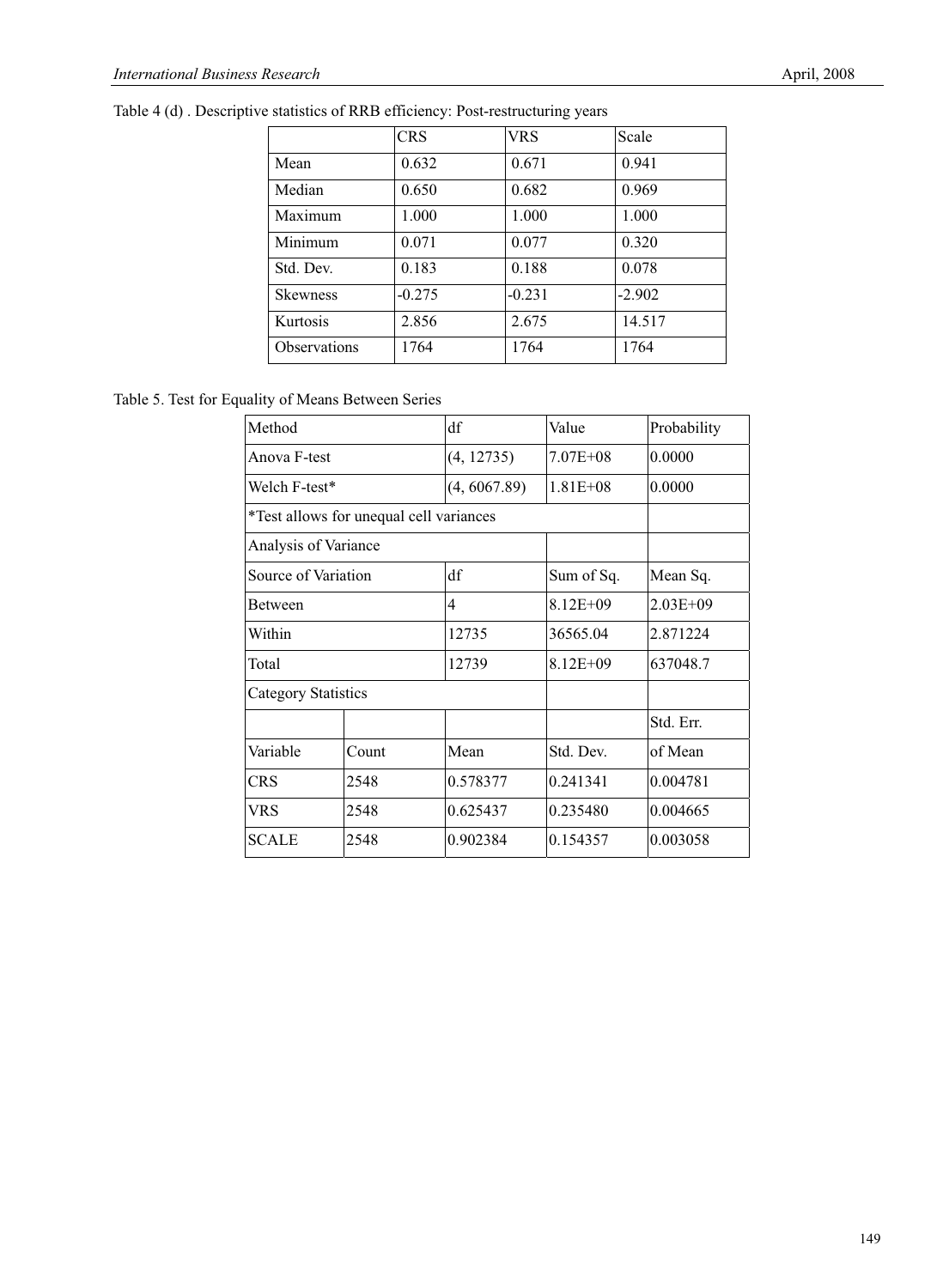Table 4 (d) . Descriptive statistics of RRB efficiency: Post-restructuring years

| | CRS | VRS | Scale |
|---|---|---|---|
| Mean | 0.632 | 0.671 | 0.941 |
| Median | 0.650 | 0.682 | 0.969 |
| Maximum | 1.000 | 1.000 | 1.000 |
| Minimum | 0.071 | 0.077 | 0.320 |
| Std. Dev. | 0.183 | 0.188 | 0.078 |
| Skewness | -0.275 | -0.231 | -2.902 |
| Kurtosis | 2.856 | 2.675 | 14.517 |
| Observations | 1764 | 1764 | 1764 |

Table 5. Test for Equality of Means Between Series

| Method | | df | Value | Probability |
|---|---|---|---|---|
| Anova F-test | | (4, 12735) | 7.07E+08 | 0.0000 |
| Welch F-test* | | (4, 6067.89) | 1.81E+08 | 0.0000 |
| *Test allows for unequal cell variances | | | | |
| Analysis of Variance | | | | |
| Source of Variation | | df | Sum of Sq. | Mean Sq. |
| Between | | 4 | 8.12E+09 | 2.03E+09 |
| Within | | 12735 | 36565.04 | 2.871224 |
| Total | | 12739 | 8.12E+09 | 637048.7 |
| Category Statistics | | | | |
| | | | | Std. Err. |
| Variable | Count | Mean | Std. Dev. | of Mean |
| CRS | 2548 | 0.578377 | 0.241341 | 0.004781 |
| VRS | 2548 | 0.625437 | 0.235480 | 0.004665 |
| SCALE | 2548 | 0.902384 | 0.154357 | 0.003058 |